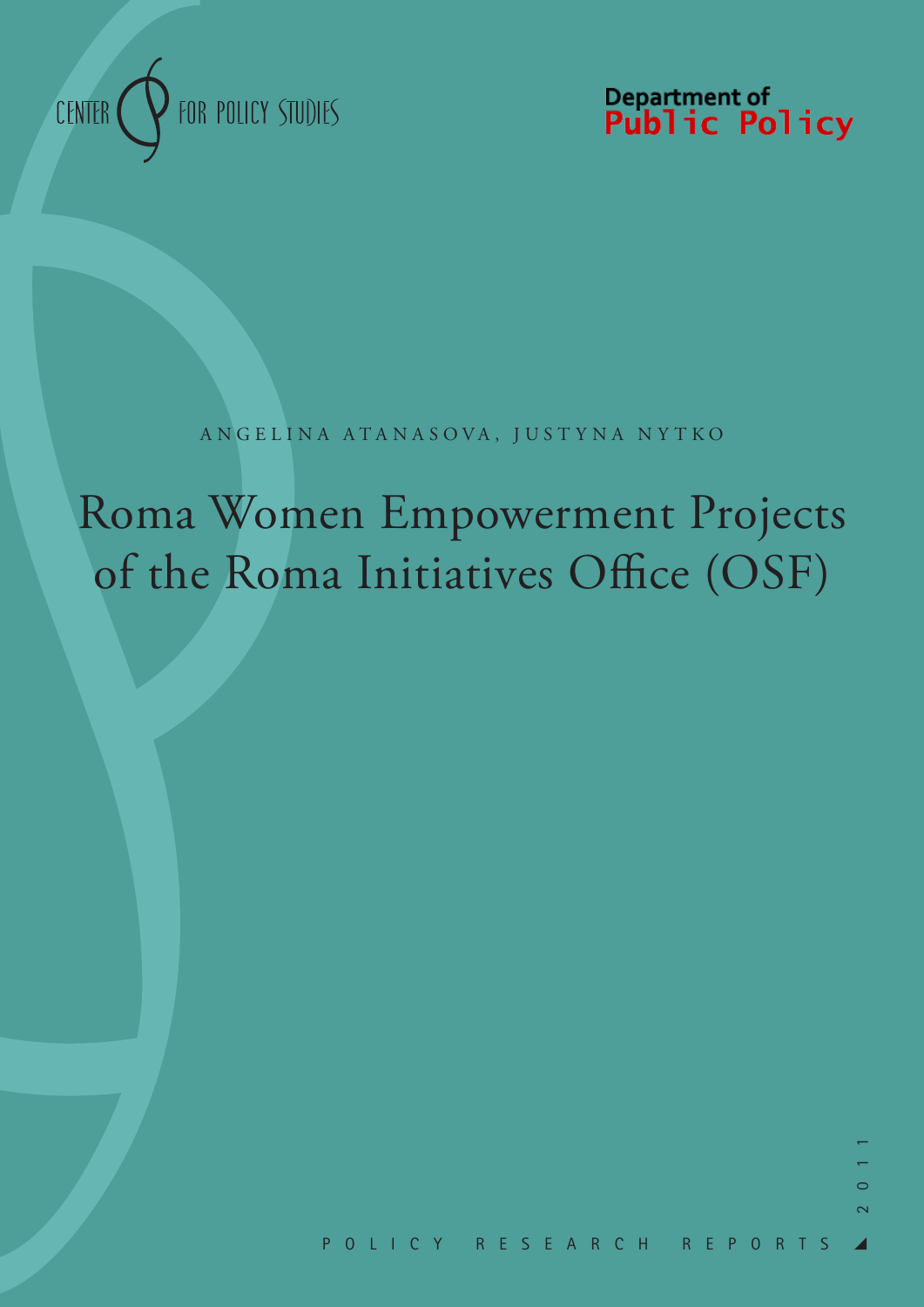CENTER FOR POLICY STUDIES

Department of Public Policy

ANGELINA ATANASOVA, JUSTYNA NYTKO

# Roma Women Empowerment Projects of the Roma Initiatives Office (OSF)

POLICY RESEARCH REPORTS

2011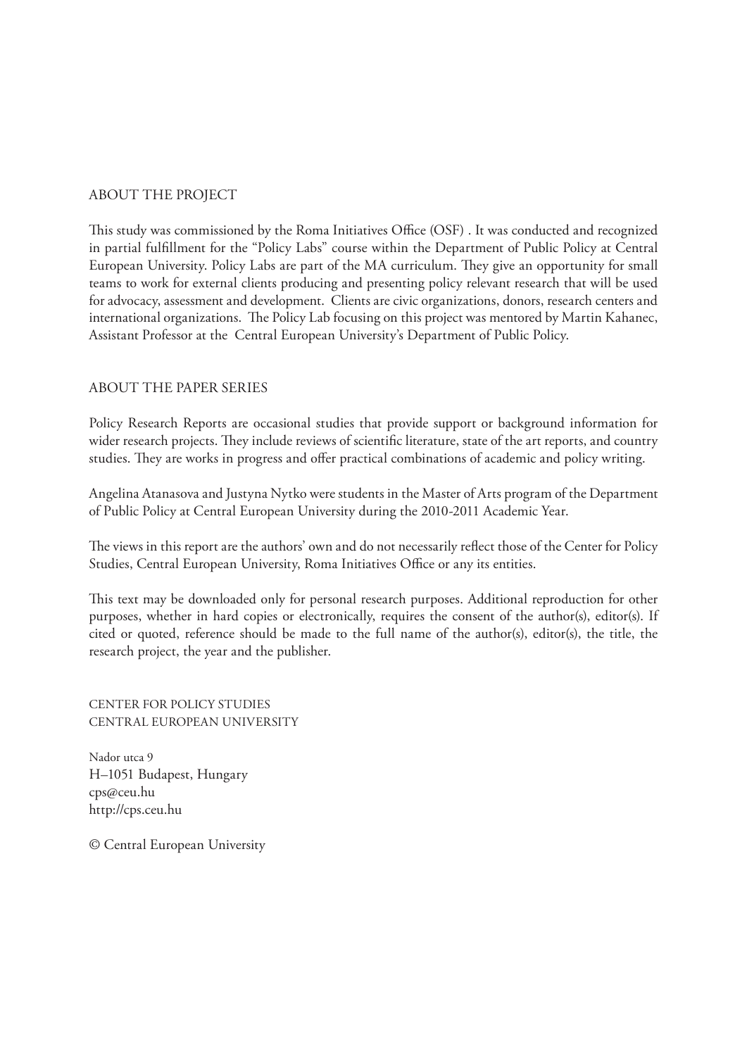## ABOUT THE PROJECT

This study was commissioned by the Roma Initiatives Office (OSF) . It was conducted and recognized in partial fulfillment for the "Policy Labs" course within the Department of Public Policy at Central European University. Policy Labs are part of the MA curriculum. They give an opportunity for small teams to work for external clients producing and presenting policy relevant research that will be used for advocacy, assessment and development. Clients are civic organizations, donors, research centers and international organizations. The Policy Lab focusing on this project was mentored by Martin Kahanec, Assistant Professor at the Central European University's Department of Public Policy.

## ABOUT THE PAPER SERIES

Policy Research Reports are occasional studies that provide support or background information for wider research projects. They include reviews of scientific literature, state of the art reports, and country studies. They are works in progress and offer practical combinations of academic and policy writing.

Angelina Atanasova and Justyna Nytko were students in the Master of Arts program of the Department of Public Policy at Central European University during the 2010-2011 Academic Year.

The views in this report are the authors' own and do not necessarily reflect those of the Center for Policy Studies, Central European University, Roma Initiatives Office or any its entities.

This text may be downloaded only for personal research purposes. Additional reproduction for other purposes, whether in hard copies or electronically, requires the consent of the author(s), editor(s). If cited or quoted, reference should be made to the full name of the author(s), editor(s), the title, the research project, the year and the publisher.

CENTER FOR POLICY STUDIES
CENTRAL EUROPEAN UNIVERSITY

Nador utca 9
H–1051 Budapest, Hungary
cps@ceu.hu
http://cps.ceu.hu

© Central European University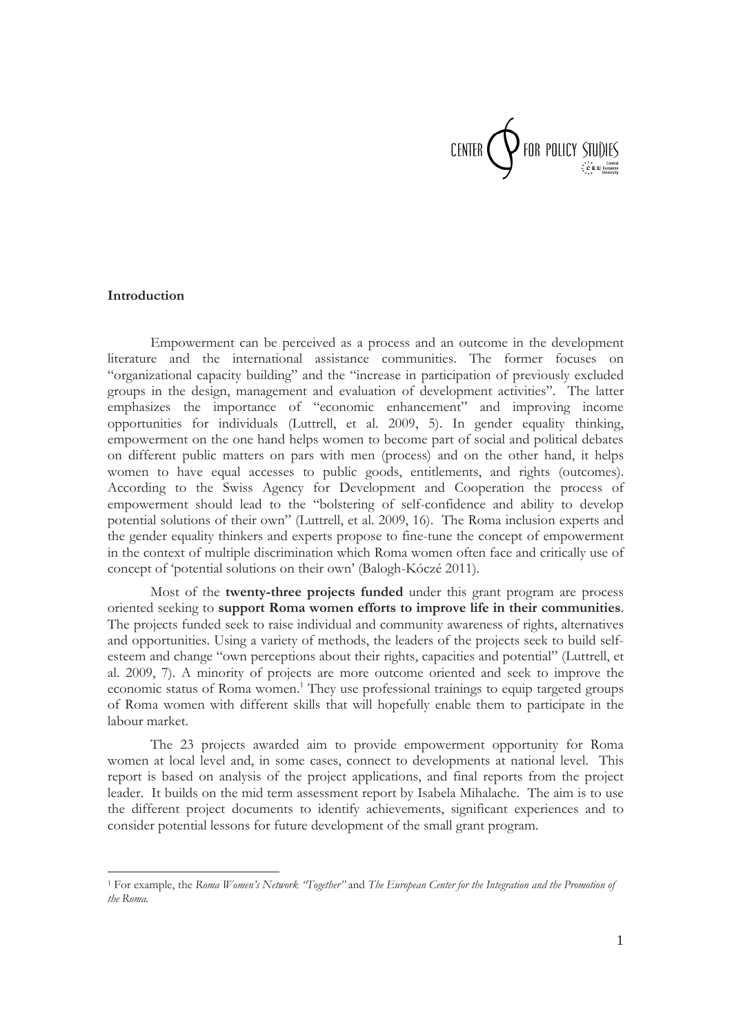**Introduction**

Empowerment can be perceived as a process and an outcome in the development literature and the international assistance communities. The former focuses on "organizational capacity building" and the "increase in participation of previously excluded groups in the design, management and evaluation of development activities". The latter emphasizes the importance of "economic enhancement" and improving income opportunities for individuals (Luttrell, et al. 2009, 5). In gender equality thinking, empowerment on the one hand helps women to become part of social and political debates on different public matters on pars with men (process) and on the other hand, it helps women to have equal accesses to public goods, entitlements, and rights (outcomes). According to the Swiss Agency for Development and Cooperation the process of empowerment should lead to the "bolstering of self-confidence and ability to develop potential solutions of their own" (Luttrell, et al. 2009, 16). The Roma inclusion experts and the gender equality thinkers and experts propose to fine-tune the concept of empowerment in the context of multiple discrimination which Roma women often face and critically use of concept of 'potential solutions on their own' (Balogh-Kóczé 2011).

Most of the **twenty-three projects funded** under this grant program are process oriented seeking to **support Roma women efforts to improve life in their communities**. The projects funded seek to raise individual and community awareness of rights, alternatives and opportunities. Using a variety of methods, the leaders of the projects seek to build self-esteem and change "own perceptions about their rights, capacities and potential" (Luttrell, et al. 2009, 7). A minority of projects are more outcome oriented and seek to improve the economic status of Roma women.[1] They use professional trainings to equip targeted groups of Roma women with different skills that will hopefully enable them to participate in the labour market.

The 23 projects awarded aim to provide empowerment opportunity for Roma women at local level and, in some cases, connect to developments at national level. This report is based on analysis of the project applications, and final reports from the project leader. It builds on the mid term assessment report by Isabela Mihalache. The aim is to use the different project documents to identify achievements, significant experiences and to consider potential lessons for future development of the small grant program.

---

[1] For example, the *Roma Women's Network "Together"* and *The European Center for the Integration and the Promotion of the Roma.*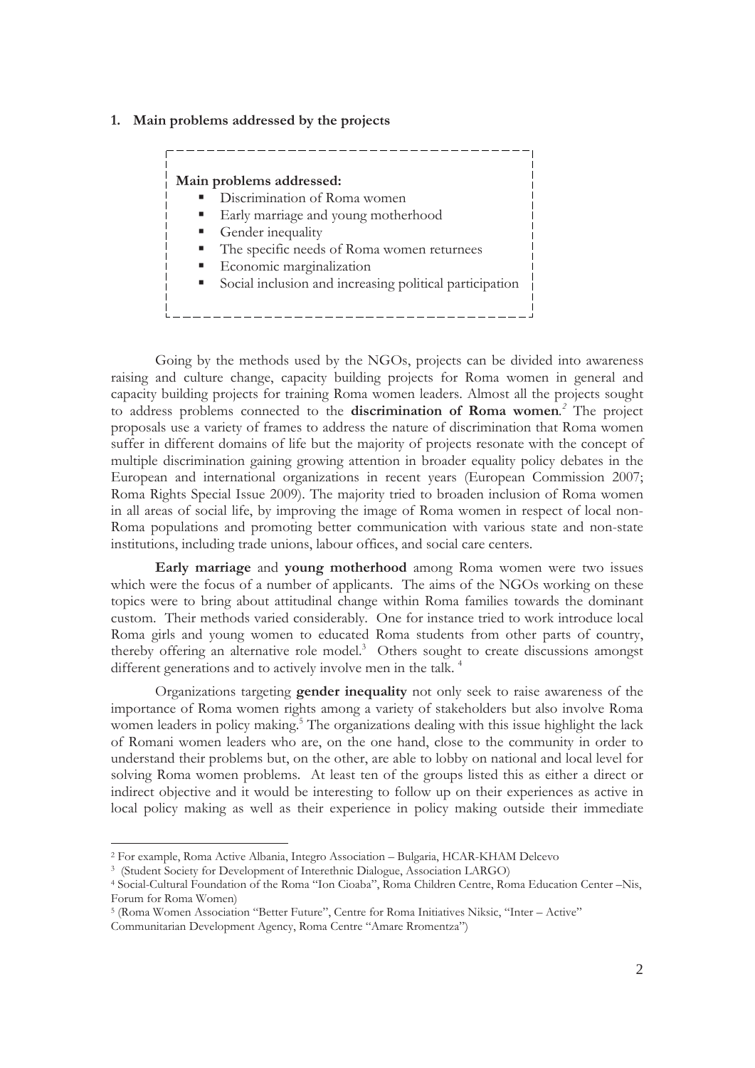## 1. Main problems addressed by the projects

**Main problems addressed:**

- Discrimination of Roma women
- Early marriage and young motherhood
- Gender inequality
- The specific needs of Roma women returnees
- Economic marginalization
- Social inclusion and increasing political participation

Going by the methods used by the NGOs, projects can be divided into awareness raising and culture change, capacity building projects for Roma women in general and capacity building projects for training Roma women leaders. Almost all the projects sought to address problems connected to the **discrimination of Roma women**.[2] The project proposals use a variety of frames to address the nature of discrimination that Roma women suffer in different domains of life but the majority of projects resonate with the concept of multiple discrimination gaining growing attention in broader equality policy debates in the European and international organizations in recent years (European Commission 2007; Roma Rights Special Issue 2009). The majority tried to broaden inclusion of Roma women in all areas of social life, by improving the image of Roma women in respect of local non-Roma populations and promoting better communication with various state and non-state institutions, including trade unions, labour offices, and social care centers.

**Early marriage** and **young motherhood** among Roma women were two issues which were the focus of a number of applicants. The aims of the NGOs working on these topics were to bring about attitudinal change within Roma families towards the dominant custom. Their methods varied considerably. One for instance tried to work introduce local Roma girls and young women to educated Roma students from other parts of country, thereby offering an alternative role model.[3] Others sought to create discussions amongst different generations and to actively involve men in the talk.[4]

Organizations targeting **gender inequality** not only seek to raise awareness of the importance of Roma women rights among a variety of stakeholders but also involve Roma women leaders in policy making.[5] The organizations dealing with this issue highlight the lack of Romani women leaders who are, on the one hand, close to the community in order to understand their problems but, on the other, are able to lobby on national and local level for solving Roma women problems. At least ten of the groups listed this as either a direct or indirect objective and it would be interesting to follow up on their experiences as active in local policy making as well as their experience in policy making outside their immediate

---

[2] For example, Roma Active Albania, Integro Association – Bulgaria, HCAR-KHAM Delcevo

[3] (Student Society for Development of Interethnic Dialogue, Association LARGO)

[4] Social-Cultural Foundation of the Roma "Ion Cioaba", Roma Children Centre, Roma Education Center –Nis, Forum for Roma Women)

[5] (Roma Women Association "Better Future", Centre for Roma Initiatives Niksic, "Inter – Active" Communitarian Development Agency, Roma Centre "Amare Rromentza")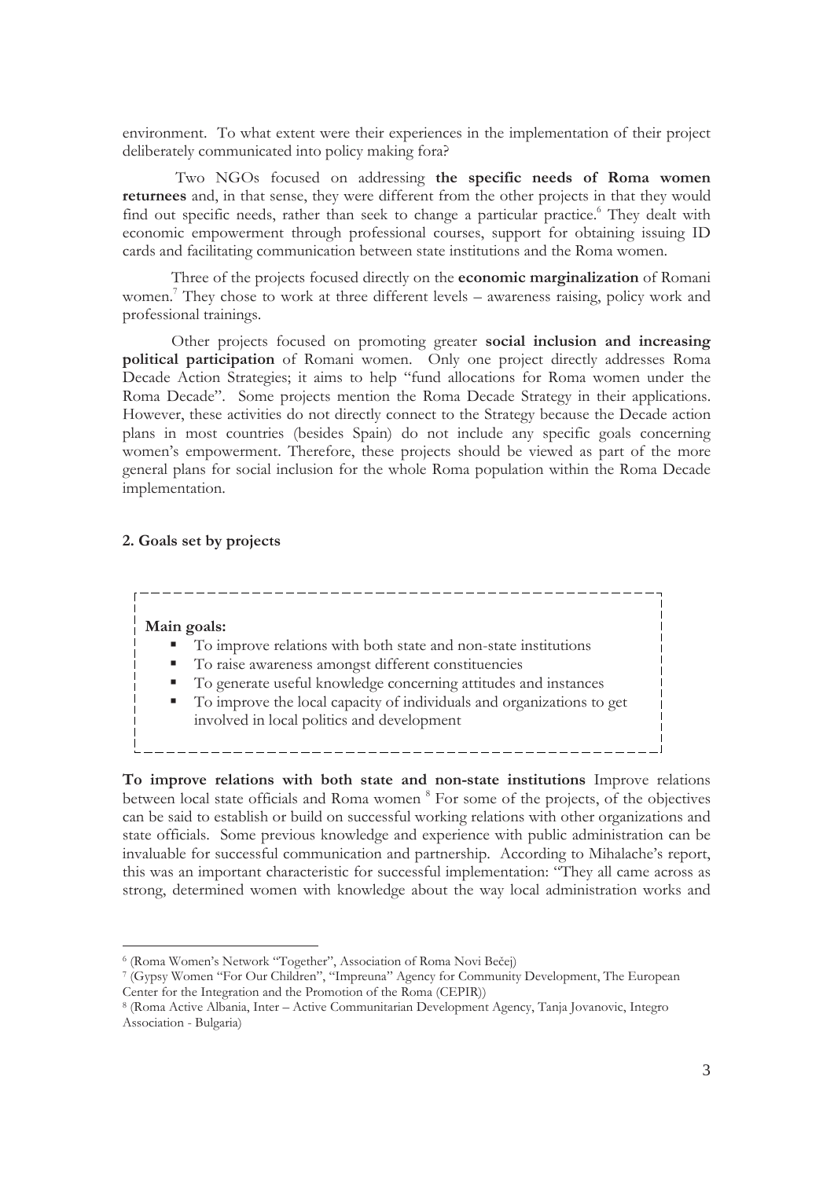environment. To what extent were their experiences in the implementation of their project deliberately communicated into policy making fora?

Two NGOs focused on addressing **the specific needs of Roma women returnees** and, in that sense, they were different from the other projects in that they would find out specific needs, rather than seek to change a particular practice.[6] They dealt with economic empowerment through professional courses, support for obtaining issuing ID cards and facilitating communication between state institutions and the Roma women.

Three of the projects focused directly on the **economic marginalization** of Romani women.[7] They chose to work at three different levels – awareness raising, policy work and professional trainings.

Other projects focused on promoting greater **social inclusion and increasing political participation** of Romani women. Only one project directly addresses Roma Decade Action Strategies; it aims to help "fund allocations for Roma women under the Roma Decade". Some projects mention the Roma Decade Strategy in their applications. However, these activities do not directly connect to the Strategy because the Decade action plans in most countries (besides Spain) do not include any specific goals concerning women's empowerment. Therefore, these projects should be viewed as part of the more general plans for social inclusion for the whole Roma population within the Roma Decade implementation.

## 2. Goals set by projects

**Main goals:**

- To improve relations with both state and non-state institutions
- To raise awareness amongst different constituencies
- To generate useful knowledge concerning attitudes and instances
- To improve the local capacity of individuals and organizations to get involved in local politics and development

**To improve relations with both state and non-state institutions** Improve relations between local state officials and Roma women [8] For some of the projects, of the objectives can be said to establish or build on successful working relations with other organizations and state officials. Some previous knowledge and experience with public administration can be invaluable for successful communication and partnership. According to Mihalache's report, this was an important characteristic for successful implementation: "They all came across as strong, determined women with knowledge about the way local administration works and

---

[6] (Roma Women's Network "Together", Association of Roma Novi Bečej)

[7] (Gypsy Women "For Our Children", "Impreuna" Agency for Community Development, The European Center for the Integration and the Promotion of the Roma (CEPIR))

[8] (Roma Active Albania, Inter – Active Communitarian Development Agency, Tanja Jovanovic, Integro Association - Bulgaria)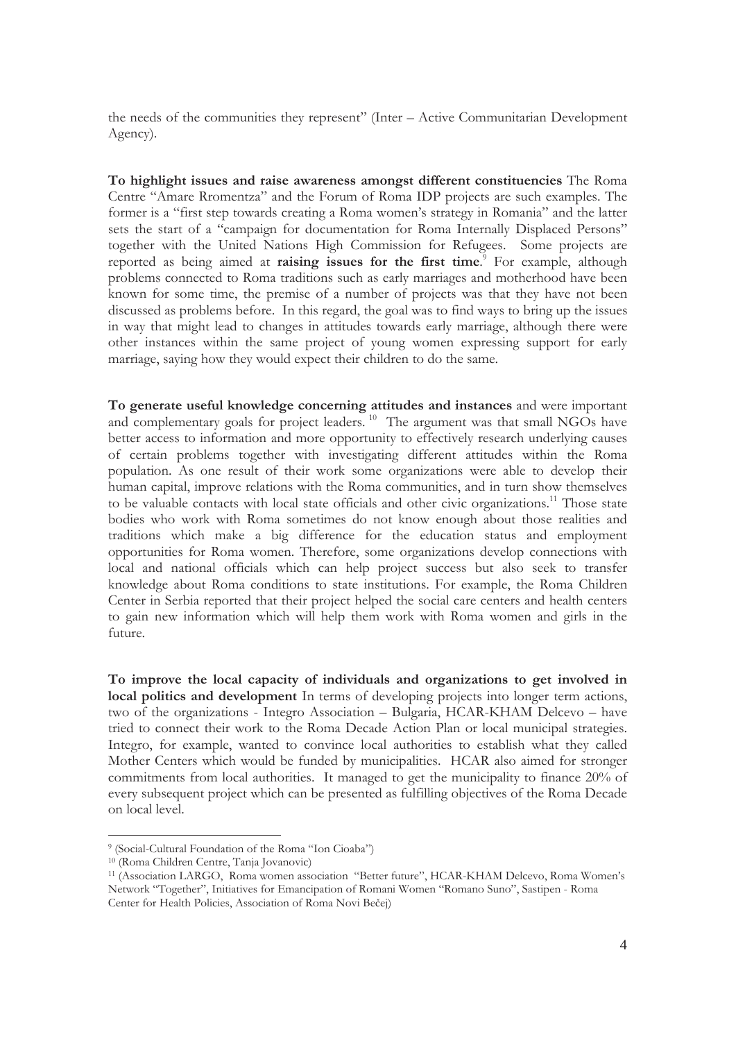the needs of the communities they represent" (Inter – Active Communitarian Development Agency).

**To highlight issues and raise awareness amongst different constituencies** The Roma Centre "Amare Rromentza" and the Forum of Roma IDP projects are such examples. The former is a "first step towards creating a Roma women's strategy in Romania" and the latter sets the start of a "campaign for documentation for Roma Internally Displaced Persons" together with the United Nations High Commission for Refugees. Some projects are reported as being aimed at **raising issues for the first time**.[9] For example, although problems connected to Roma traditions such as early marriages and motherhood have been known for some time, the premise of a number of projects was that they have not been discussed as problems before. In this regard, the goal was to find ways to bring up the issues in way that might lead to changes in attitudes towards early marriage, although there were other instances within the same project of young women expressing support for early marriage, saying how they would expect their children to do the same.

**To generate useful knowledge concerning attitudes and instances** and were important and complementary goals for project leaders.[10] The argument was that small NGOs have better access to information and more opportunity to effectively research underlying causes of certain problems together with investigating different attitudes within the Roma population. As one result of their work some organizations were able to develop their human capital, improve relations with the Roma communities, and in turn show themselves to be valuable contacts with local state officials and other civic organizations.[11] Those state bodies who work with Roma sometimes do not know enough about those realities and traditions which make a big difference for the education status and employment opportunities for Roma women. Therefore, some organizations develop connections with local and national officials which can help project success but also seek to transfer knowledge about Roma conditions to state institutions. For example, the Roma Children Center in Serbia reported that their project helped the social care centers and health centers to gain new information which will help them work with Roma women and girls in the future.

**To improve the local capacity of individuals and organizations to get involved in local politics and development** In terms of developing projects into longer term actions, two of the organizations - Integro Association – Bulgaria, HCAR-KHAM Delcevo – have tried to connect their work to the Roma Decade Action Plan or local municipal strategies. Integro, for example, wanted to convince local authorities to establish what they called Mother Centers which would be funded by municipalities. HCAR also aimed for stronger commitments from local authorities. It managed to get the municipality to finance 20% of every subsequent project which can be presented as fulfilling objectives of the Roma Decade on local level.

---

[9] (Social-Cultural Foundation of the Roma "Ion Cioaba")

[10] (Roma Children Centre, Tanja Jovanovic)

[11] (Association LARGO, Roma women association "Better future", HCAR-KHAM Delcevo, Roma Women's Network "Together", Initiatives for Emancipation of Romani Women "Romano Suno", Sastipen - Roma Center for Health Policies, Association of Roma Novi Bečej)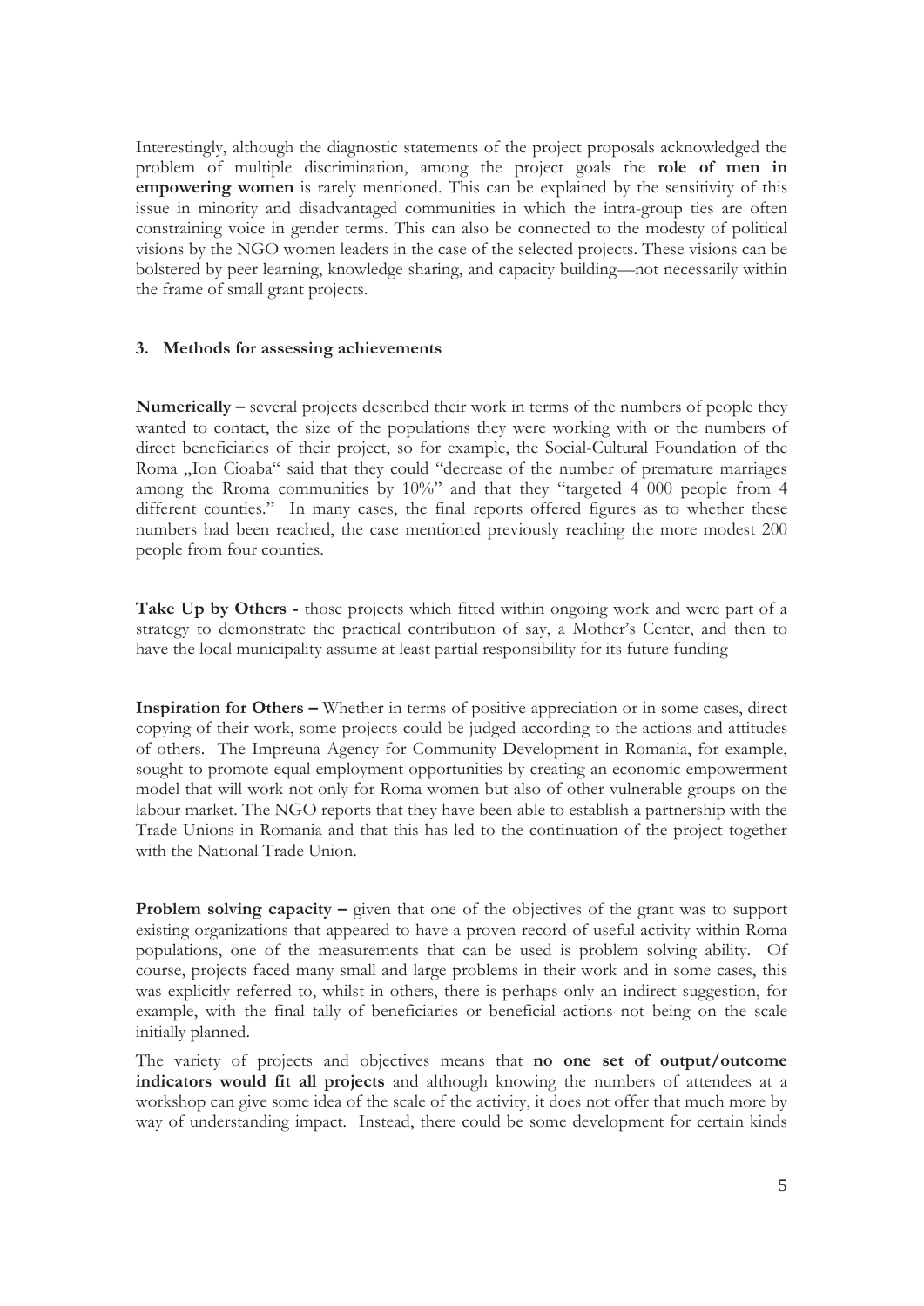Interestingly, although the diagnostic statements of the project proposals acknowledged the problem of multiple discrimination, among the project goals the **role of men in empowering women** is rarely mentioned. This can be explained by the sensitivity of this issue in minority and disadvantaged communities in which the intra-group ties are often constraining voice in gender terms. This can also be connected to the modesty of political visions by the NGO women leaders in the case of the selected projects. These visions can be bolstered by peer learning, knowledge sharing, and capacity building—not necessarily within the frame of small grant projects.

### 3. Methods for assessing achievements

**Numerically –** several projects described their work in terms of the numbers of people they wanted to contact, the size of the populations they were working with or the numbers of direct beneficiaries of their project, so for example, the Social-Cultural Foundation of the Roma „Ion Cioaba" said that they could "decrease of the number of premature marriages among the Rroma communities by 10%" and that they "targeted 4 000 people from 4 different counties." In many cases, the final reports offered figures as to whether these numbers had been reached, the case mentioned previously reaching the more modest 200 people from four counties.

**Take Up by Others -** those projects which fitted within ongoing work and were part of a strategy to demonstrate the practical contribution of say, a Mother's Center, and then to have the local municipality assume at least partial responsibility for its future funding

**Inspiration for Others –** Whether in terms of positive appreciation or in some cases, direct copying of their work, some projects could be judged according to the actions and attitudes of others. The Impreuna Agency for Community Development in Romania, for example, sought to promote equal employment opportunities by creating an economic empowerment model that will work not only for Roma women but also of other vulnerable groups on the labour market. The NGO reports that they have been able to establish a partnership with the Trade Unions in Romania and that this has led to the continuation of the project together with the National Trade Union.

**Problem solving capacity –** given that one of the objectives of the grant was to support existing organizations that appeared to have a proven record of useful activity within Roma populations, one of the measurements that can be used is problem solving ability. Of course, projects faced many small and large problems in their work and in some cases, this was explicitly referred to, whilst in others, there is perhaps only an indirect suggestion, for example, with the final tally of beneficiaries or beneficial actions not being on the scale initially planned.

The variety of projects and objectives means that **no one set of output/outcome indicators would fit all projects** and although knowing the numbers of attendees at a workshop can give some idea of the scale of the activity, it does not offer that much more by way of understanding impact. Instead, there could be some development for certain kinds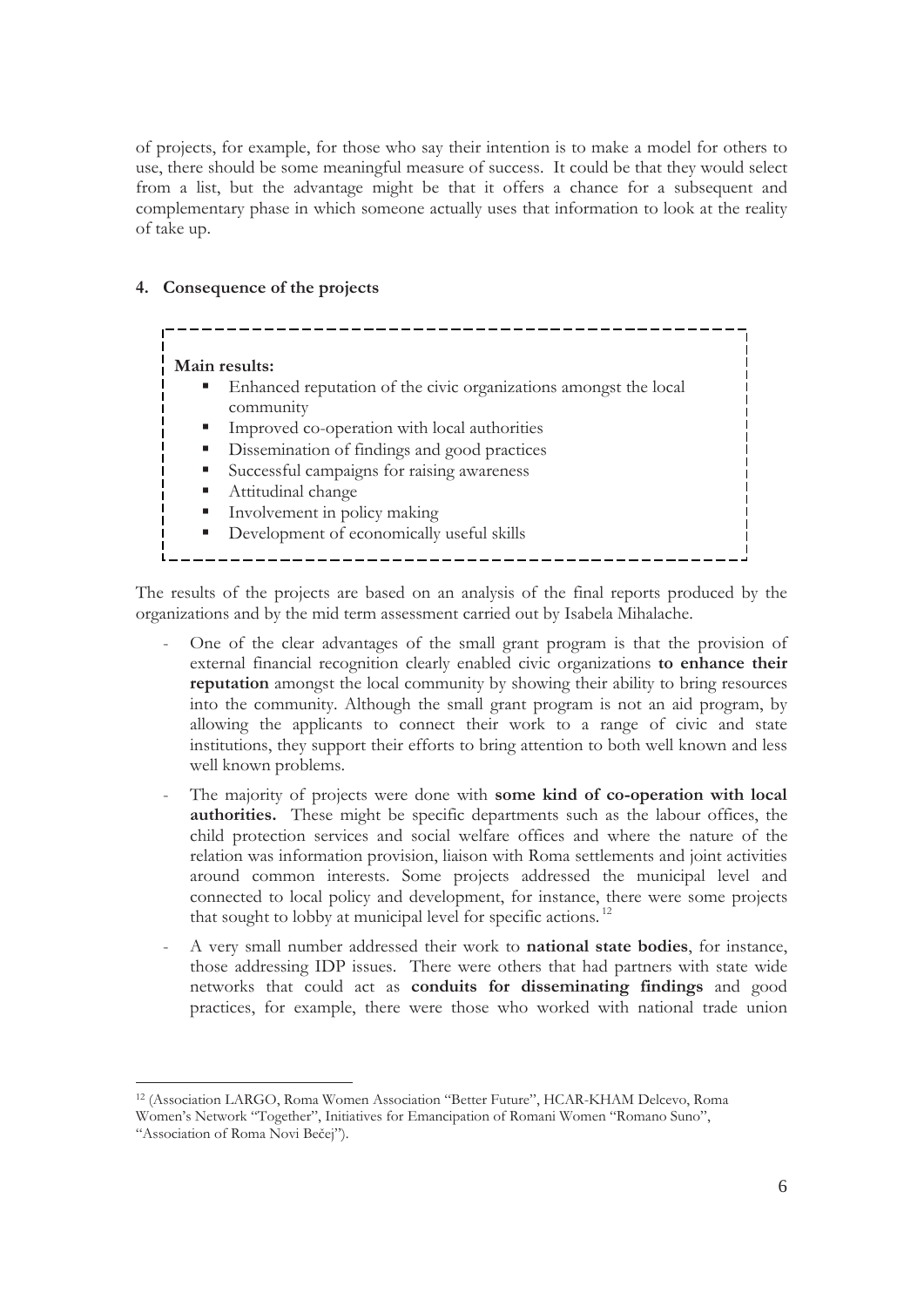of projects, for example, for those who say their intention is to make a model for others to use, there should be some meaningful measure of success. It could be that they would select from a list, but the advantage might be that it offers a chance for a subsequent and complementary phase in which someone actually uses that information to look at the reality of take up.

## 4. Consequence of the projects

**Main results:**

- Enhanced reputation of the civic organizations amongst the local community
- Improved co-operation with local authorities
- Dissemination of findings and good practices
- Successful campaigns for raising awareness
- Attitudinal change
- Involvement in policy making
- Development of economically useful skills

The results of the projects are based on an analysis of the final reports produced by the organizations and by the mid term assessment carried out by Isabela Mihalache.

- One of the clear advantages of the small grant program is that the provision of external financial recognition clearly enabled civic organizations **to enhance their reputation** amongst the local community by showing their ability to bring resources into the community. Although the small grant program is not an aid program, by allowing the applicants to connect their work to a range of civic and state institutions, they support their efforts to bring attention to both well known and less well known problems.
- The majority of projects were done with **some kind of co-operation with local authorities.** These might be specific departments such as the labour offices, the child protection services and social welfare offices and where the nature of the relation was information provision, liaison with Roma settlements and joint activities around common interests. Some projects addressed the municipal level and connected to local policy and development, for instance, there were some projects that sought to lobby at municipal level for specific actions.[12]
- A very small number addressed their work to **national state bodies**, for instance, those addressing IDP issues. There were others that had partners with state wide networks that could act as **conduits for disseminating findings** and good practices, for example, there were those who worked with national trade union

[12] (Association LARGO, Roma Women Association "Better Future", HCAR-KHAM Delcevo, Roma Women's Network "Together", Initiatives for Emancipation of Romani Women "Romano Suno", "Association of Roma Novi Bečej").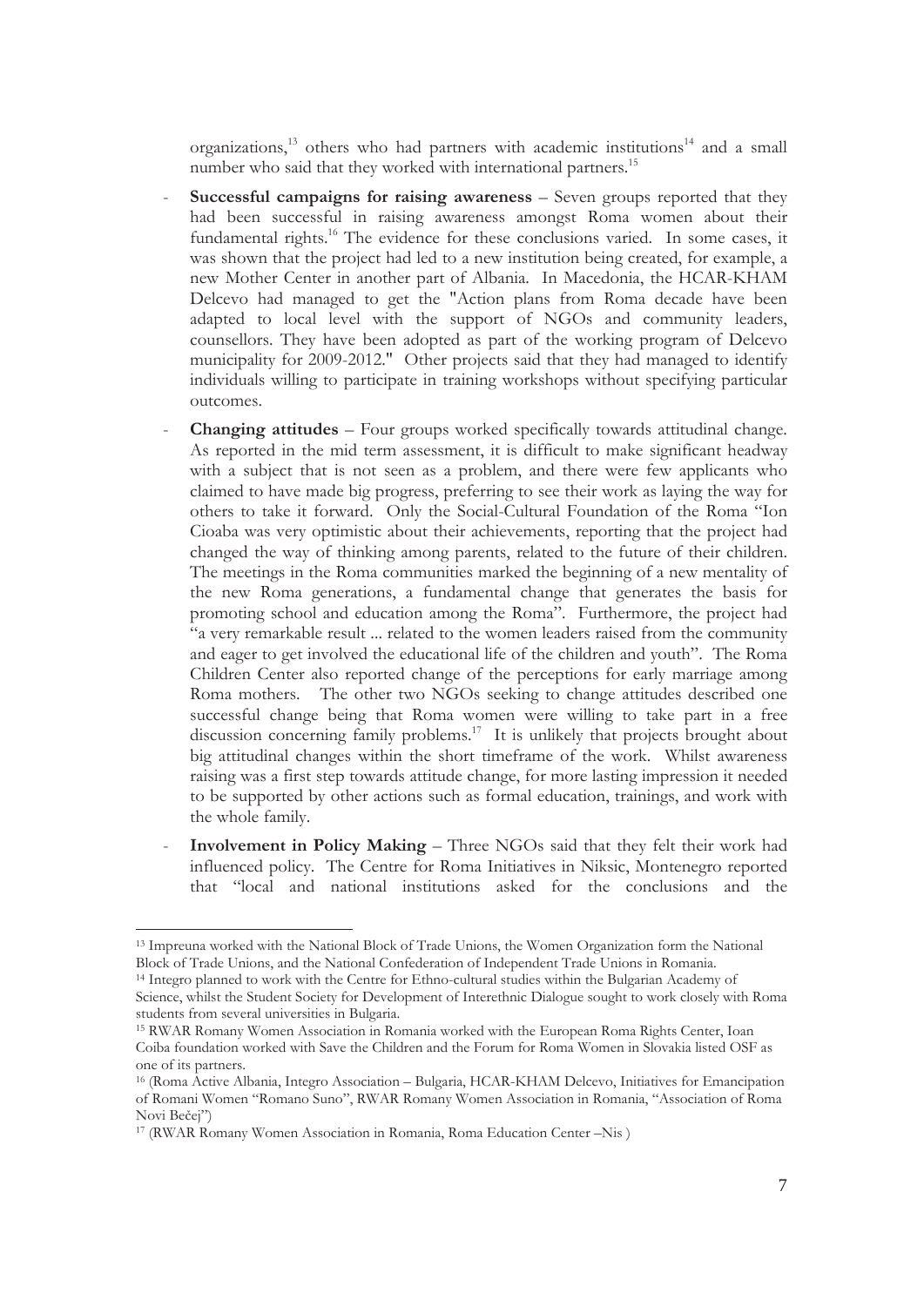organizations,[13] others who had partners with academic institutions[14] and a small number who said that they worked with international partners.[15]

- **Successful campaigns for raising awareness** – Seven groups reported that they had been successful in raising awareness amongst Roma women about their fundamental rights.[16] The evidence for these conclusions varied. In some cases, it was shown that the project had led to a new institution being created, for example, a new Mother Center in another part of Albania. In Macedonia, the HCAR-KHAM Delcevo had managed to get the "Action plans from Roma decade have been adapted to local level with the support of NGOs and community leaders, counsellors. They have been adopted as part of the working program of Delcevo municipality for 2009-2012." Other projects said that they had managed to identify individuals willing to participate in training workshops without specifying particular outcomes.
- **Changing attitudes** – Four groups worked specifically towards attitudinal change. As reported in the mid term assessment, it is difficult to make significant headway with a subject that is not seen as a problem, and there were few applicants who claimed to have made big progress, preferring to see their work as laying the way for others to take it forward. Only the Social-Cultural Foundation of the Roma "Ion Cioaba was very optimistic about their achievements, reporting that the project had changed the way of thinking among parents, related to the future of their children. The meetings in the Roma communities marked the beginning of a new mentality of the new Roma generations, a fundamental change that generates the basis for promoting school and education among the Roma". Furthermore, the project had "a very remarkable result ... related to the women leaders raised from the community and eager to get involved the educational life of the children and youth". The Roma Children Center also reported change of the perceptions for early marriage among Roma mothers. The other two NGOs seeking to change attitudes described one successful change being that Roma women were willing to take part in a free discussion concerning family problems.[17] It is unlikely that projects brought about big attitudinal changes within the short timeframe of the work. Whilst awareness raising was a first step towards attitude change, for more lasting impression it needed to be supported by other actions such as formal education, trainings, and work with the whole family.
- **Involvement in Policy Making** – Three NGOs said that they felt their work had influenced policy. The Centre for Roma Initiatives in Niksic, Montenegro reported that "local and national institutions asked for the conclusions and the

---

[13] Impreuna worked with the National Block of Trade Unions, the Women Organization form the National Block of Trade Unions, and the National Confederation of Independent Trade Unions in Romania.

[14] Integro planned to work with the Centre for Ethno-cultural studies within the Bulgarian Academy of Science, whilst the Student Society for Development of Interethnic Dialogue sought to work closely with Roma students from several universities in Bulgaria.

[15] RWAR Romany Women Association in Romania worked with the European Roma Rights Center, Ioan Coiba foundation worked with Save the Children and the Forum for Roma Women in Slovakia listed OSF as one of its partners.

[16] (Roma Active Albania, Integro Association – Bulgaria, HCAR-KHAM Delcevo, Initiatives for Emancipation of Romani Women "Romano Suno", RWAR Romany Women Association in Romania, "Association of Roma Novi Bečej")

[17] (RWAR Romany Women Association in Romania, Roma Education Center –Nis )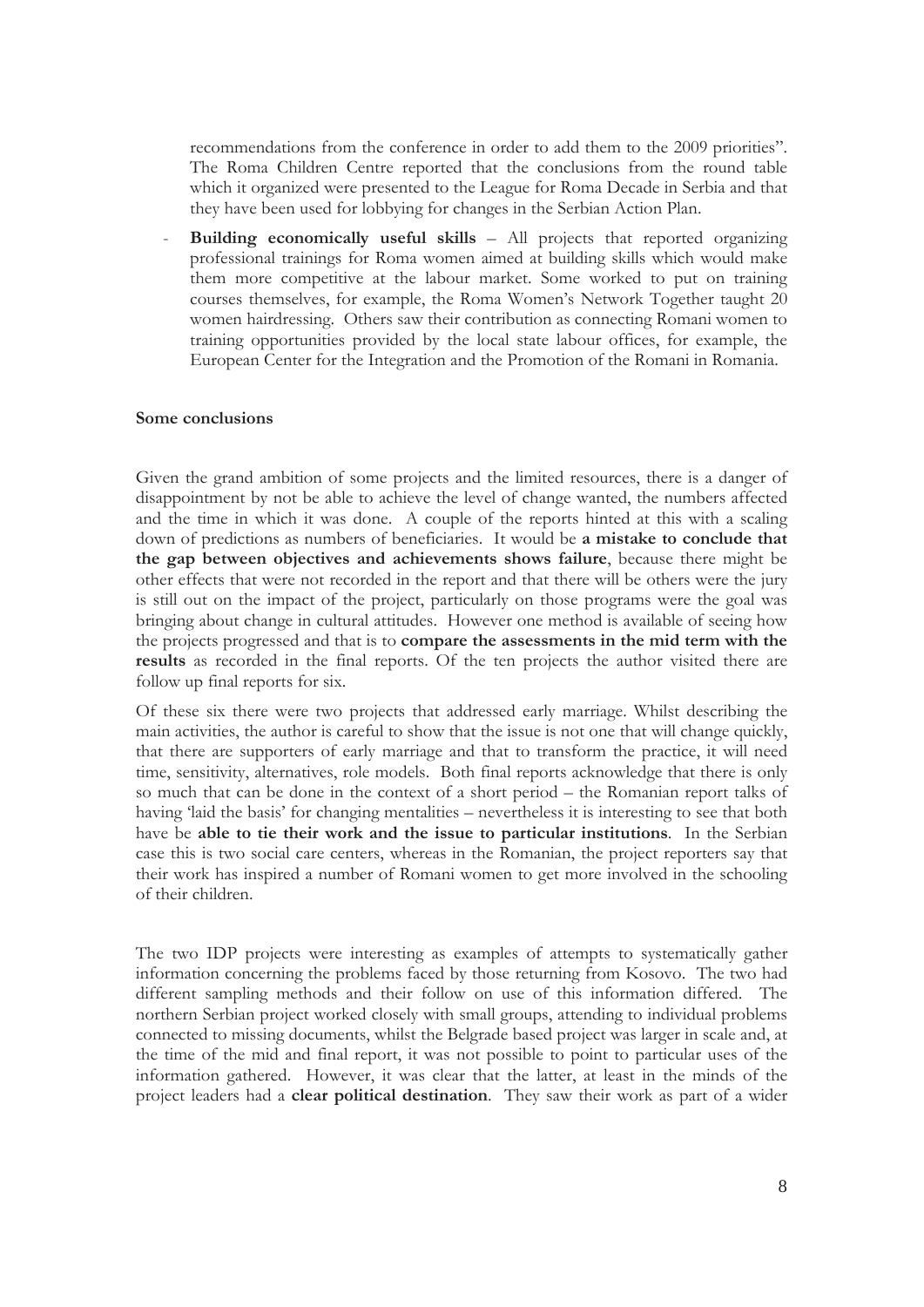recommendations from the conference in order to add them to the 2009 priorities". The Roma Children Centre reported that the conclusions from the round table which it organized were presented to the League for Roma Decade in Serbia and that they have been used for lobbying for changes in the Serbian Action Plan.

- **Building economically useful skills** – All projects that reported organizing professional trainings for Roma women aimed at building skills which would make them more competitive at the labour market. Some worked to put on training courses themselves, for example, the Roma Women's Network Together taught 20 women hairdressing. Others saw their contribution as connecting Romani women to training opportunities provided by the local state labour offices, for example, the European Center for the Integration and the Promotion of the Romani in Romania.

**Some conclusions**

Given the grand ambition of some projects and the limited resources, there is a danger of disappointment by not be able to achieve the level of change wanted, the numbers affected and the time in which it was done. A couple of the reports hinted at this with a scaling down of predictions as numbers of beneficiaries. It would be **a mistake to conclude that the gap between objectives and achievements shows failure**, because there might be other effects that were not recorded in the report and that there will be others were the jury is still out on the impact of the project, particularly on those programs were the goal was bringing about change in cultural attitudes. However one method is available of seeing how the projects progressed and that is to **compare the assessments in the mid term with the results** as recorded in the final reports. Of the ten projects the author visited there are follow up final reports for six.

Of these six there were two projects that addressed early marriage. Whilst describing the main activities, the author is careful to show that the issue is not one that will change quickly, that there are supporters of early marriage and that to transform the practice, it will need time, sensitivity, alternatives, role models. Both final reports acknowledge that there is only so much that can be done in the context of a short period – the Romanian report talks of having 'laid the basis' for changing mentalities – nevertheless it is interesting to see that both have be **able to tie their work and the issue to particular institutions**. In the Serbian case this is two social care centers, whereas in the Romanian, the project reporters say that their work has inspired a number of Romani women to get more involved in the schooling of their children.

The two IDP projects were interesting as examples of attempts to systematically gather information concerning the problems faced by those returning from Kosovo. The two had different sampling methods and their follow on use of this information differed. The northern Serbian project worked closely with small groups, attending to individual problems connected to missing documents, whilst the Belgrade based project was larger in scale and, at the time of the mid and final report, it was not possible to point to particular uses of the information gathered. However, it was clear that the latter, at least in the minds of the project leaders had a **clear political destination**. They saw their work as part of a wider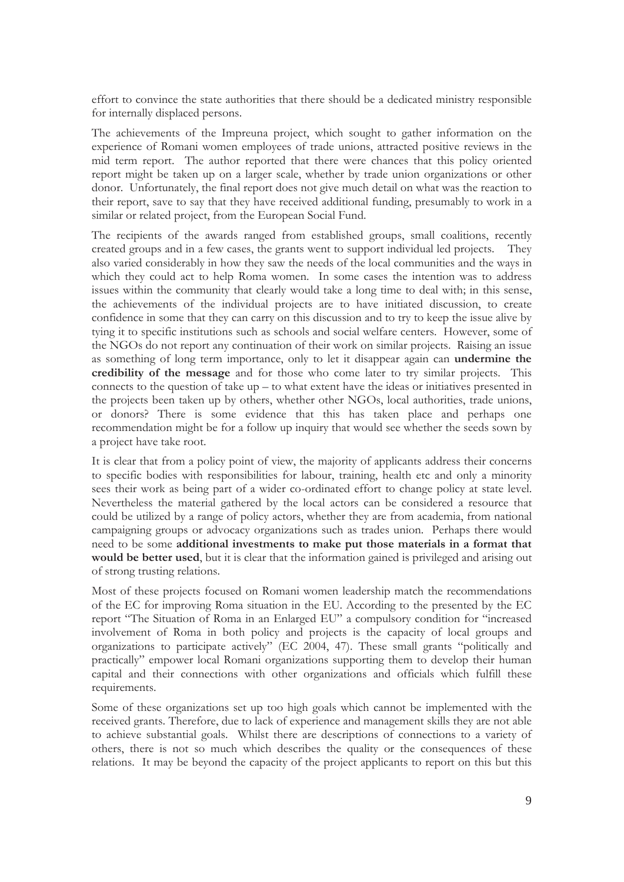effort to convince the state authorities that there should be a dedicated ministry responsible for internally displaced persons.

The achievements of the Impreuna project, which sought to gather information on the experience of Romani women employees of trade unions, attracted positive reviews in the mid term report. The author reported that there were chances that this policy oriented report might be taken up on a larger scale, whether by trade union organizations or other donor. Unfortunately, the final report does not give much detail on what was the reaction to their report, save to say that they have received additional funding, presumably to work in a similar or related project, from the European Social Fund.

The recipients of the awards ranged from established groups, small coalitions, recently created groups and in a few cases, the grants went to support individual led projects. They also varied considerably in how they saw the needs of the local communities and the ways in which they could act to help Roma women. In some cases the intention was to address issues within the community that clearly would take a long time to deal with; in this sense, the achievements of the individual projects are to have initiated discussion, to create confidence in some that they can carry on this discussion and to try to keep the issue alive by tying it to specific institutions such as schools and social welfare centers. However, some of the NGOs do not report any continuation of their work on similar projects. Raising an issue as something of long term importance, only to let it disappear again can **undermine the credibility of the message** and for those who come later to try similar projects. This connects to the question of take up – to what extent have the ideas or initiatives presented in the projects been taken up by others, whether other NGOs, local authorities, trade unions, or donors? There is some evidence that this has taken place and perhaps one recommendation might be for a follow up inquiry that would see whether the seeds sown by a project have take root.

It is clear that from a policy point of view, the majority of applicants address their concerns to specific bodies with responsibilities for labour, training, health etc and only a minority sees their work as being part of a wider co-ordinated effort to change policy at state level. Nevertheless the material gathered by the local actors can be considered a resource that could be utilized by a range of policy actors, whether they are from academia, from national campaigning groups or advocacy organizations such as trades union. Perhaps there would need to be some **additional investments to make put those materials in a format that would be better used**, but it is clear that the information gained is privileged and arising out of strong trusting relations.

Most of these projects focused on Romani women leadership match the recommendations of the EC for improving Roma situation in the EU. According to the presented by the EC report "The Situation of Roma in an Enlarged EU" a compulsory condition for "increased involvement of Roma in both policy and projects is the capacity of local groups and organizations to participate actively" (EC 2004, 47). These small grants "politically and practically" empower local Romani organizations supporting them to develop their human capital and their connections with other organizations and officials which fulfill these requirements.

Some of these organizations set up too high goals which cannot be implemented with the received grants. Therefore, due to lack of experience and management skills they are not able to achieve substantial goals. Whilst there are descriptions of connections to a variety of others, there is not so much which describes the quality or the consequences of these relations. It may be beyond the capacity of the project applicants to report on this but this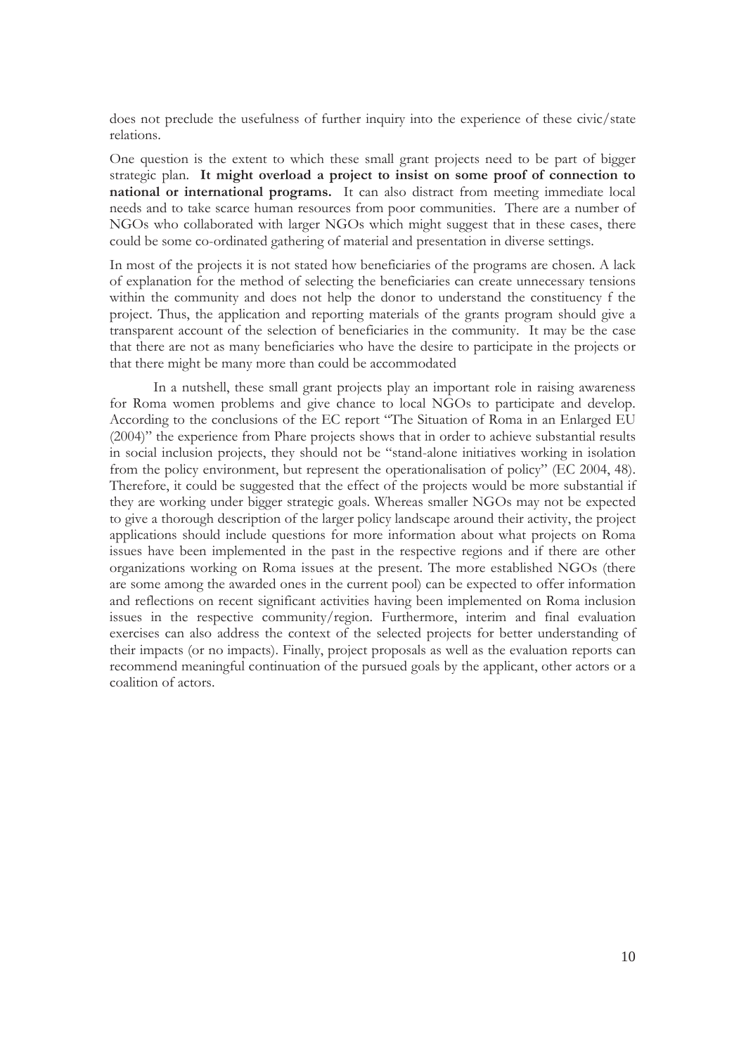does not preclude the usefulness of further inquiry into the experience of these civic/state relations.

One question is the extent to which these small grant projects need to be part of bigger strategic plan. **It might overload a project to insist on some proof of connection to national or international programs.** It can also distract from meeting immediate local needs and to take scarce human resources from poor communities. There are a number of NGOs who collaborated with larger NGOs which might suggest that in these cases, there could be some co-ordinated gathering of material and presentation in diverse settings.

In most of the projects it is not stated how beneficiaries of the programs are chosen. A lack of explanation for the method of selecting the beneficiaries can create unnecessary tensions within the community and does not help the donor to understand the constituency f the project. Thus, the application and reporting materials of the grants program should give a transparent account of the selection of beneficiaries in the community. It may be the case that there are not as many beneficiaries who have the desire to participate in the projects or that there might be many more than could be accommodated

In a nutshell, these small grant projects play an important role in raising awareness for Roma women problems and give chance to local NGOs to participate and develop. According to the conclusions of the EC report "The Situation of Roma in an Enlarged EU (2004)" the experience from Phare projects shows that in order to achieve substantial results in social inclusion projects, they should not be "stand-alone initiatives working in isolation from the policy environment, but represent the operationalisation of policy" (EC 2004, 48). Therefore, it could be suggested that the effect of the projects would be more substantial if they are working under bigger strategic goals. Whereas smaller NGOs may not be expected to give a thorough description of the larger policy landscape around their activity, the project applications should include questions for more information about what projects on Roma issues have been implemented in the past in the respective regions and if there are other organizations working on Roma issues at the present. The more established NGOs (there are some among the awarded ones in the current pool) can be expected to offer information and reflections on recent significant activities having been implemented on Roma inclusion issues in the respective community/region. Furthermore, interim and final evaluation exercises can also address the context of the selected projects for better understanding of their impacts (or no impacts). Finally, project proposals as well as the evaluation reports can recommend meaningful continuation of the pursued goals by the applicant, other actors or a coalition of actors.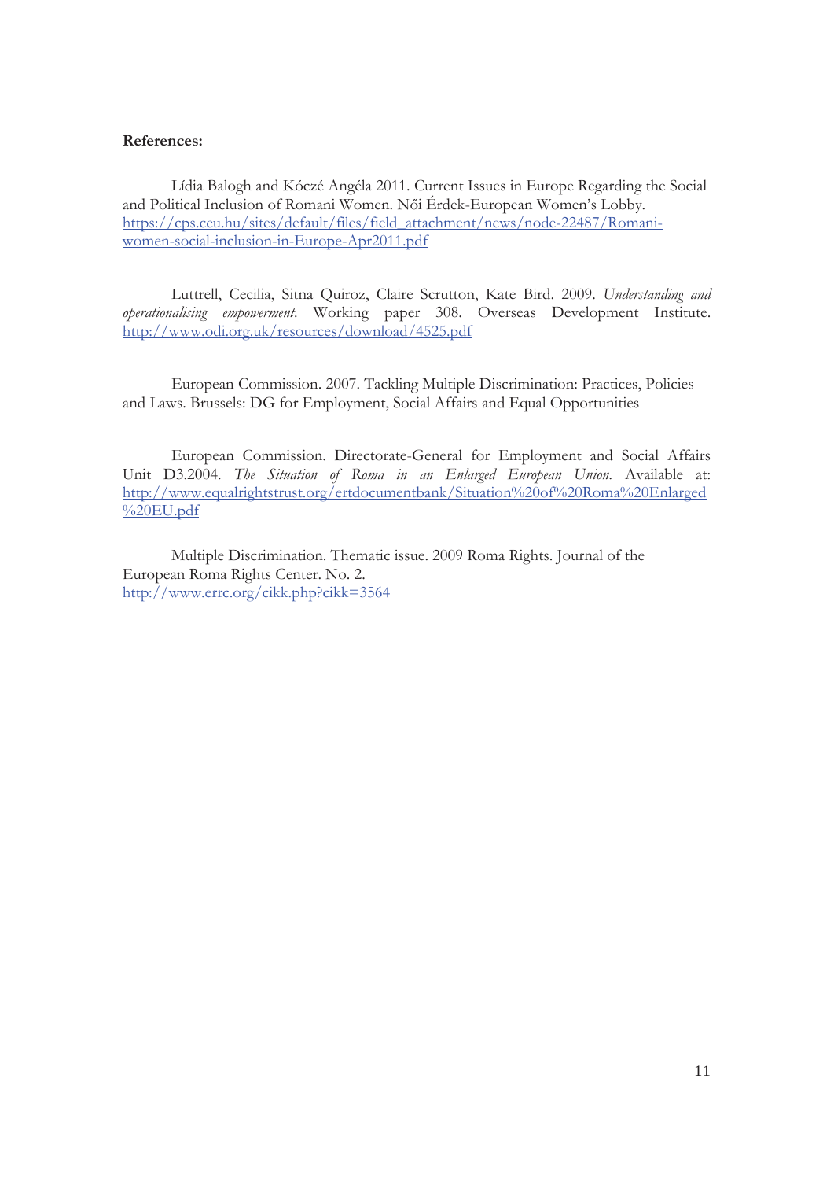**References:**

Lídia Balogh and Kóczé Angéla 2011. Current Issues in Europe Regarding the Social and Political Inclusion of Romani Women. Női Érdek-European Women's Lobby. https://cps.ceu.hu/sites/default/files/field_attachment/news/node-22487/Romani-women-social-inclusion-in-Europe-Apr2011.pdf

Luttrell, Cecilia, Sitna Quiroz, Claire Scrutton, Kate Bird. 2009. *Understanding and operationalising empowerment*. Working paper 308. Overseas Development Institute. http://www.odi.org.uk/resources/download/4525.pdf

European Commission. 2007. Tackling Multiple Discrimination: Practices, Policies and Laws. Brussels: DG for Employment, Social Affairs and Equal Opportunities

European Commission. Directorate-General for Employment and Social Affairs Unit D3.2004. *The Situation of Roma in an Enlarged European Union.* Available at: http://www.equalrightstrust.org/ertdocumentbank/Situation%20of%20Roma%20Enlarged%20EU.pdf

Multiple Discrimination. Thematic issue. 2009 Roma Rights. Journal of the European Roma Rights Center. No. 2. http://www.errc.org/cikk.php?cikk=3564